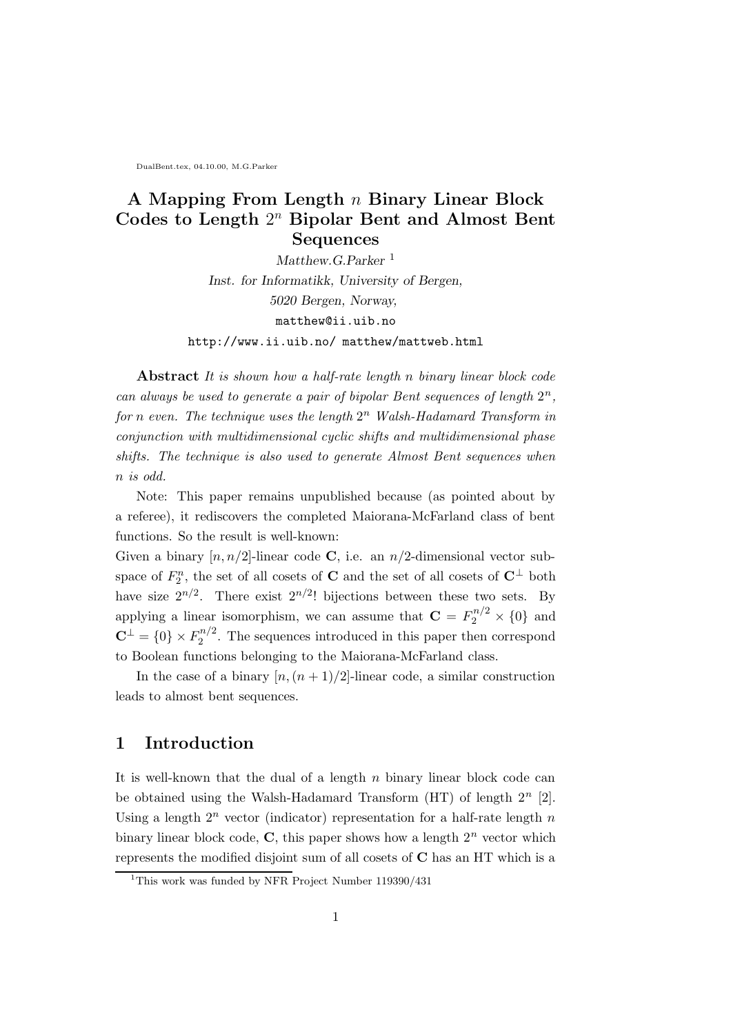DualBent.tex, 04.10.00, M.G.Parker

# A Mapping From Length $n$ Binary Linear Block Codes to Length $2^n$ Bipolar Bent and Almost Bent Sequences

*Matthew.G.Parker* [1]

*Inst. for Informatikk, University of Bergen,*
*5020 Bergen, Norway,*
matthew@ii.uib.no
http://www.ii.uib.no/ matthew/mattweb.html

**Abstract** *It is shown how a half-rate length n binary linear block code can always be used to generate a pair of bipolar Bent sequences of length $2^n$, for n even. The technique uses the length $2^n$ Walsh-Hadamard Transform in conjunction with multidimensional cyclic shifts and multidimensional phase shifts. The technique is also used to generate Almost Bent sequences when n is odd.*

Note: This paper remains unpublished because (as pointed about by a referee), it rediscovers the completed Maiorana-McFarland class of bent functions. So the result is well-known:
Given a binary $[n, n/2]$-linear code $\mathbf{C}$, i.e. an $n/2$-dimensional vector subspace of $F_2^n$, the set of all cosets of $\mathbf{C}$ and the set of all cosets of $\mathbf{C}^\perp$ both have size $2^{n/2}$. There exist $2^{n/2}!$ bijections between these two sets. By applying a linear isomorphism, we can assume that $\mathbf{C} = F_2^{n/2} \times \{0\}$ and $\mathbf{C}^\perp = \{0\} \times F_2^{n/2}$. The sequences introduced in this paper then correspond to Boolean functions belonging to the Maiorana-McFarland class.

In the case of a binary $[n, (n+1)/2]$-linear code, a similar construction leads to almost bent sequences.

## 1 Introduction

It is well-known that the dual of a length $n$ binary linear block code can be obtained using the Walsh-Hadamard Transform (HT) of length $2^n$ [2]. Using a length $2^n$ vector (indicator) representation for a half-rate length $n$ binary linear block code, $\mathbf{C}$, this paper shows how a length $2^n$ vector which represents the modified disjoint sum of all cosets of $\mathbf{C}$ has an HT which is a

[1] This work was funded by NFR Project Number 119390/431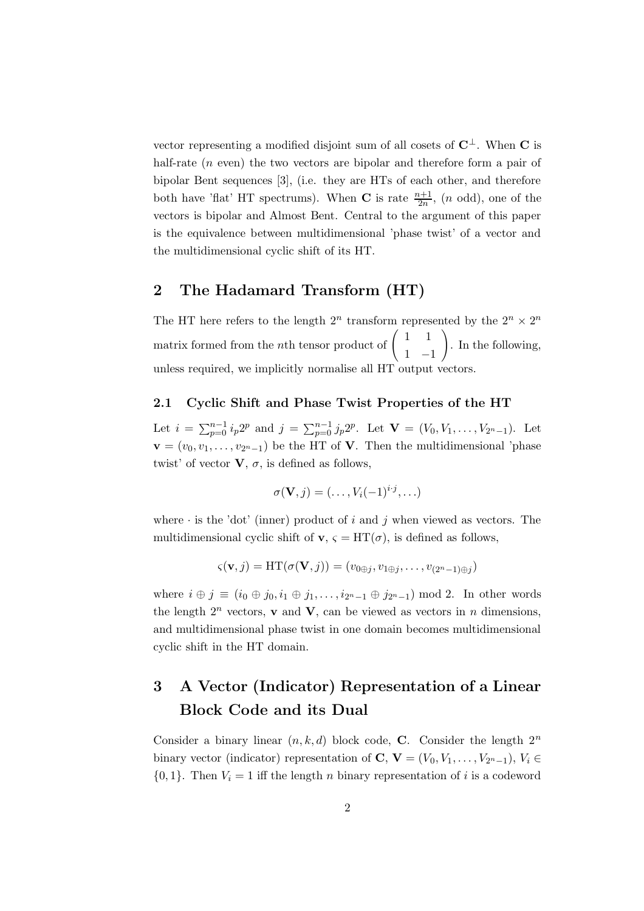vector representing a modified disjoint sum of all cosets of $\mathbf{C}^\perp$. When $\mathbf{C}$ is half-rate ($n$ even) the two vectors are bipolar and therefore form a pair of bipolar Bent sequences [3], (i.e. they are HTs of each other, and therefore both have 'flat' HT spectrums). When $\mathbf{C}$ is rate $\frac{n+1}{2n}$, ($n$ odd), one of the vectors is bipolar and Almost Bent. Central to the argument of this paper is the equivalence between multidimensional 'phase twist' of a vector and the multidimensional cyclic shift of its HT.

## 2 The Hadamard Transform (HT)

The HT here refers to the length $2^n$ transform represented by the $2^n \times 2^n$ matrix formed from the $n$th tensor product of $\begin{pmatrix} 1 & 1 \\ 1 & -1 \end{pmatrix}$. In the following, unless required, we implicitly normalise all HT output vectors.

### 2.1 Cyclic Shift and Phase Twist Properties of the HT

Let $i = \sum_{p=0}^{n-1} i_p 2^p$ and $j = \sum_{p=0}^{n-1} j_p 2^p$. Let $\mathbf{V} = (V_0, V_1, \ldots, V_{2^n-1})$. Let $\mathbf{v} = (v_0, v_1, \ldots, v_{2^n-1})$ be the HT of $\mathbf{V}$. Then the multidimensional 'phase twist' of vector $\mathbf{V}$, $\sigma$, is defined as follows,

$$\sigma(\mathbf{V}, j) = (\ldots, V_i(-1)^{i \cdot j}, \ldots)$$

where $\cdot$ is the 'dot' (inner) product of $i$ and $j$ when viewed as vectors. The multidimensional cyclic shift of $\mathbf{v}$, $\varsigma = \mathrm{HT}(\sigma)$, is defined as follows,

$$\varsigma(\mathbf{v}, j) = \mathrm{HT}(\sigma(\mathbf{V}, j)) = (v_{0 \oplus j}, v_{1 \oplus j}, \ldots, v_{(2^n-1) \oplus j})$$

where $i \oplus j \equiv (i_0 \oplus j_0, i_1 \oplus j_1, \ldots, i_{2^n-1} \oplus j_{2^n-1}) \bmod 2$. In other words the length $2^n$ vectors, $\mathbf{v}$ and $\mathbf{V}$, can be viewed as vectors in $n$ dimensions, and multidimensional phase twist in one domain becomes multidimensional cyclic shift in the HT domain.

## 3 A Vector (Indicator) Representation of a Linear Block Code and its Dual

Consider a binary linear $(n, k, d)$ block code, $\mathbf{C}$. Consider the length $2^n$ binary vector (indicator) representation of $\mathbf{C}$, $\mathbf{V} = (V_0, V_1, \ldots, V_{2^n-1})$, $V_i \in \{0, 1\}$. Then $V_i = 1$ iff the length $n$ binary representation of $i$ is a codeword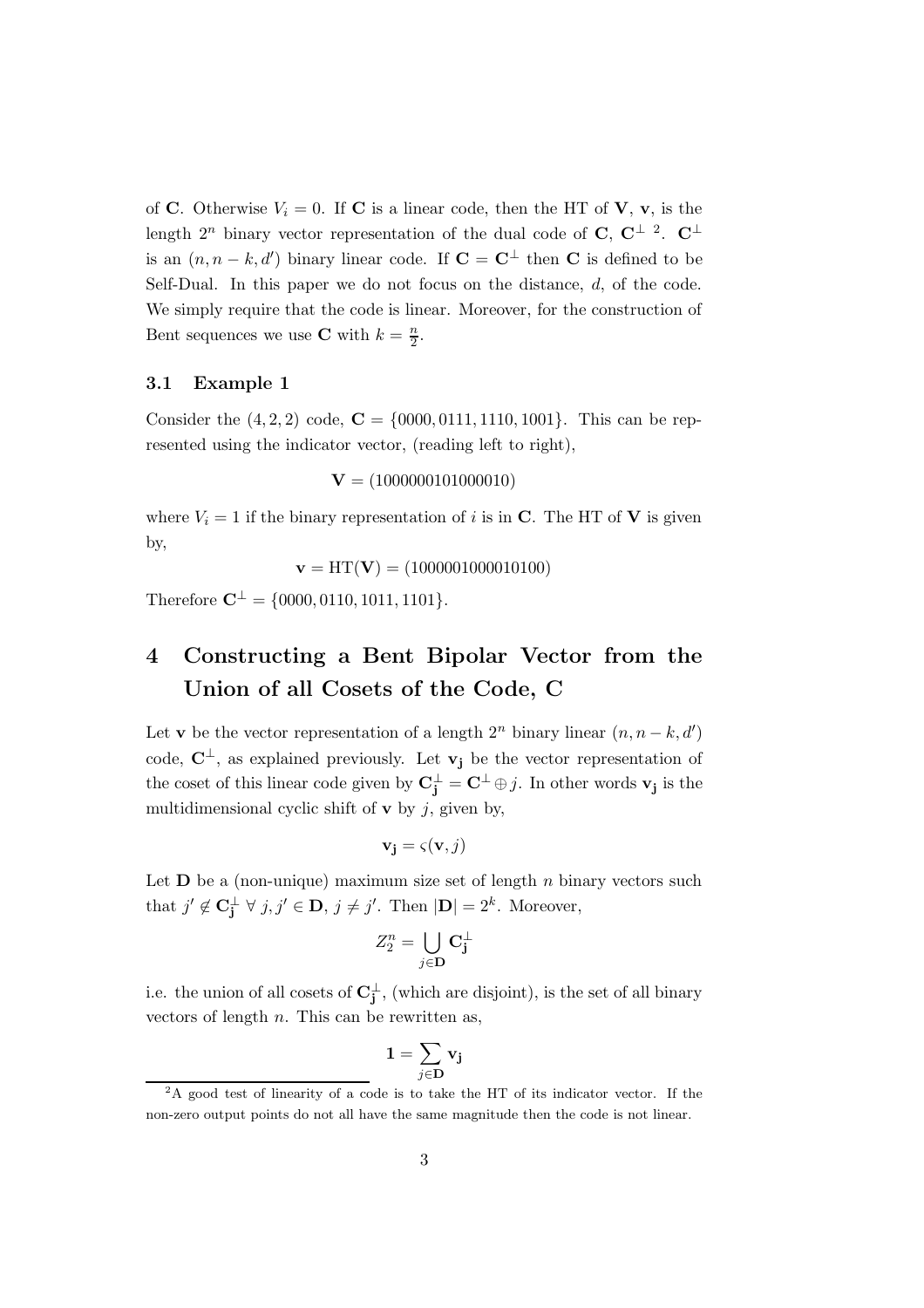of $\mathbf{C}$. Otherwise $V_i = 0$. If $\mathbf{C}$ is a linear code, then the HT of $\mathbf{V}$, $\mathbf{v}$, is the length $2^n$ binary vector representation of the dual code of $\mathbf{C}$, $\mathbf{C}^\perp$ [2]. $\mathbf{C}^\perp$ is an $(n, n-k, d')$ binary linear code. If $\mathbf{C} = \mathbf{C}^\perp$ then $\mathbf{C}$ is defined to be Self-Dual. In this paper we do not focus on the distance, $d$, of the code. We simply require that the code is linear. Moreover, for the construction of Bent sequences we use $\mathbf{C}$ with $k = \frac{n}{2}$.

### 3.1 Example 1

Consider the $(4, 2, 2)$ code, $\mathbf{C} = \{0000, 0111, 1110, 1001\}$. This can be represented using the indicator vector, (reading left to right),

$$\mathbf{V} = (1000000101000010)$$

where $V_i = 1$ if the binary representation of $i$ is in $\mathbf{C}$. The HT of $\mathbf{V}$ is given by,

$$\mathbf{v} = \mathrm{HT}(\mathbf{V}) = (1000001000010100)$$

Therefore $\mathbf{C}^\perp = \{0000, 0110, 1011, 1101\}$.

## 4 Constructing a Bent Bipolar Vector from the Union of all Cosets of the Code, C

Let $\mathbf{v}$ be the vector representation of a length $2^n$ binary linear $(n, n-k, d')$ code, $\mathbf{C}^\perp$, as explained previously. Let $\mathbf{v_j}$ be the vector representation of the coset of this linear code given by $\mathbf{C}^\perp_\mathbf{j} = \mathbf{C}^\perp \oplus j$. In other words $\mathbf{v_j}$ is the multidimensional cyclic shift of $\mathbf{v}$ by $j$, given by,

$$\mathbf{v_j} = \varsigma(\mathbf{v}, j)$$

Let $\mathbf{D}$ be a (non-unique) maximum size set of length $n$ binary vectors such that $j' \notin \mathbf{C}^\perp_\mathbf{j}\ \forall\ j, j' \in \mathbf{D}$, $j \neq j'$. Then $|\mathbf{D}| = 2^k$. Moreover,

$$Z_2^n = \bigcup_{j \in \mathbf{D}} \mathbf{C}^\perp_\mathbf{j}$$

i.e. the union of all cosets of $\mathbf{C}^\perp_\mathbf{j}$, (which are disjoint), is the set of all binary vectors of length $n$. This can be rewritten as,

$$\mathbf{1} = \sum_{j \in \mathbf{D}} \mathbf{v_j}$$

[2] A good test of linearity of a code is to take the HT of its indicator vector. If the non-zero output points do not all have the same magnitude then the code is not linear.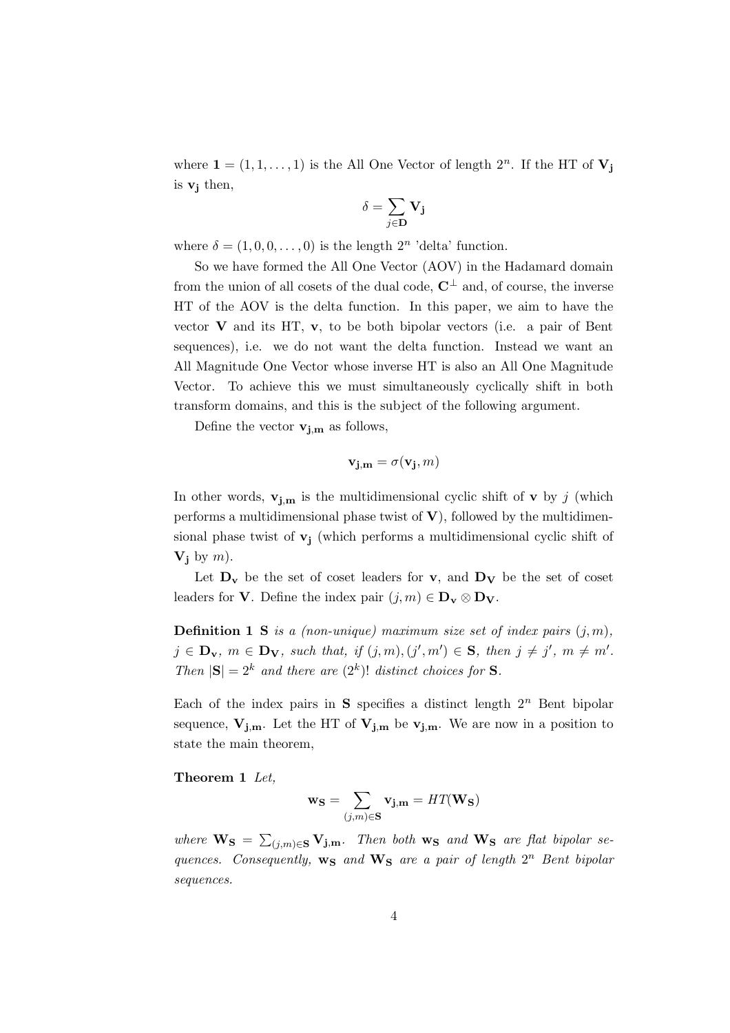where $\mathbf{1} = (1, 1, \ldots, 1)$ is the All One Vector of length $2^n$. If the HT of $\mathbf{V_j}$ is $\mathbf{v_j}$ then,

$$\delta = \sum_{j \in \mathbf{D}} \mathbf{V_j}$$

where $\delta = (1, 0, 0, \ldots, 0)$ is the length $2^n$ 'delta' function.

So we have formed the All One Vector (AOV) in the Hadamard domain from the union of all cosets of the dual code, $\mathbf{C}^\perp$ and, of course, the inverse HT of the AOV is the delta function. In this paper, we aim to have the vector $\mathbf{V}$ and its HT, $\mathbf{v}$, to be both bipolar vectors (i.e. a pair of Bent sequences), i.e. we do not want the delta function. Instead we want an All Magnitude One Vector whose inverse HT is also an All One Magnitude Vector. To achieve this we must simultaneously cyclically shift in both transform domains, and this is the subject of the following argument.

Define the vector $\mathbf{v_{j,m}}$ as follows,

$$\mathbf{v_{j,m}} = \sigma(\mathbf{v_j}, m)$$

In other words, $\mathbf{v_{j,m}}$ is the multidimensional cyclic shift of $\mathbf{v}$ by $j$ (which performs a multidimensional phase twist of $\mathbf{V}$), followed by the multidimensional phase twist of $\mathbf{v_j}$ (which performs a multidimensional cyclic shift of $\mathbf{V_j}$ by $m$).

Let $\mathbf{D_v}$ be the set of coset leaders for $\mathbf{v}$, and $\mathbf{D_V}$ be the set of coset leaders for $\mathbf{V}$. Define the index pair $(j, m) \in \mathbf{D_v} \otimes \mathbf{D_V}$.

**Definition 1** *$\mathbf{S}$ is a (non-unique) maximum size set of index pairs $(j, m)$, $j \in \mathbf{D_v}$, $m \in \mathbf{D_V}$, such that, if $(j, m), (j', m') \in \mathbf{S}$, then $j \neq j'$, $m \neq m'$. Then $|\mathbf{S}| = 2^k$ and there are $(2^k)!$ distinct choices for $\mathbf{S}$.*

Each of the index pairs in $\mathbf{S}$ specifies a distinct length $2^n$ Bent bipolar sequence, $\mathbf{V_{j,m}}$. Let the HT of $\mathbf{V_{j,m}}$ be $\mathbf{v_{j,m}}$. We are now in a position to state the main theorem,

**Theorem 1** *Let,*

$$\mathbf{w_S} = \sum_{(j,m) \in \mathbf{S}} \mathbf{v_{j,m}} = HT(\mathbf{W_S})$$

*where $\mathbf{W_S} = \sum_{(j,m) \in \mathbf{S}} \mathbf{V_{j,m}}$. Then both $\mathbf{w_S}$ and $\mathbf{W_S}$ are flat bipolar sequences. Consequently, $\mathbf{w_S}$ and $\mathbf{W_S}$ are a pair of length $2^n$ Bent bipolar sequences.*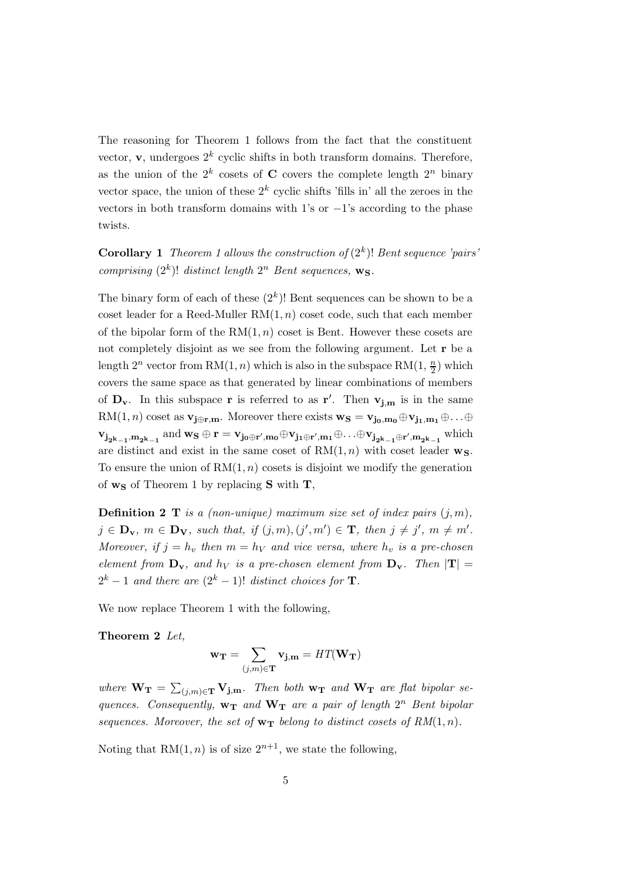The reasoning for Theorem 1 follows from the fact that the constituent vector, $\mathbf{v}$, undergoes $2^k$ cyclic shifts in both transform domains. Therefore, as the union of the $2^k$ cosets of $\mathbf{C}$ covers the complete length $2^n$ binary vector space, the union of these $2^k$ cyclic shifts 'fills in' all the zeroes in the vectors in both transform domains with 1's or $-1$'s according to the phase twists.

**Corollary 1** *Theorem 1 allows the construction of $(2^k)!$ Bent sequence 'pairs' comprising $(2^k)!$ distinct length $2^n$ Bent sequences, $\mathbf{w_S}$.*

The binary form of each of these $(2^k)!$ Bent sequences can be shown to be a coset leader for a Reed-Muller RM$(1,n)$ coset code, such that each member of the bipolar form of the RM$(1,n)$ coset is Bent. However these cosets are not completely disjoint as we see from the following argument. Let $\mathbf{r}$ be a length $2^n$ vector from RM$(1,n)$ which is also in the subspace RM$(1, \frac{n}{2})$ which covers the same space as that generated by linear combinations of members of $\mathbf{D_v}$. In this subspace $\mathbf{r}$ is referred to as $\mathbf{r'}$. Then $\mathbf{v_{j,m}}$ is in the same RM$(1,n)$ coset as $\mathbf{v_{j \oplus r, m}}$. Moreover there exists $\mathbf{w_S} = \mathbf{v_{j_0,m_0}} \oplus \mathbf{v_{j_1,m_1}} \oplus \ldots \oplus \mathbf{v_{j_{2^k-1},m_{2^k-1}}}$ and $\mathbf{w_S} \oplus \mathbf{r} = \mathbf{v_{j_0 \oplus r', m_0}} \oplus \mathbf{v_{j_1 \oplus r', m_1}} \oplus \ldots \oplus \mathbf{v_{j_{2^k-1} \oplus r', m_{2^k-1}}}$ which are distinct and exist in the same coset of RM$(1,n)$ with coset leader $\mathbf{w_S}$. To ensure the union of RM$(1,n)$ cosets is disjoint we modify the generation of $\mathbf{w_S}$ of Theorem 1 by replacing $\mathbf{S}$ with $\mathbf{T}$,

**Definition 2** *$\mathbf{T}$ is a (non-unique) maximum size set of index pairs $(j,m)$, $j \in \mathbf{D_v}$, $m \in \mathbf{D_V}$, such that, if $(j,m),(j',m') \in \mathbf{T}$, then $j \neq j'$, $m \neq m'$. Moreover, if $j = h_v$ then $m = h_V$ and vice versa, where $h_v$ is a pre-chosen element from $\mathbf{D_v}$, and $h_V$ is a pre-chosen element from $\mathbf{D_v}$. Then $|\mathbf{T}| = 2^k - 1$ and there are $(2^k-1)!$ distinct choices for $\mathbf{T}$.*

We now replace Theorem 1 with the following,

**Theorem 2** *Let,*

$$\mathbf{w_T} = \sum_{(j,m) \in \mathbf{T}} \mathbf{v_{j,m}} = HT(\mathbf{W_T})$$

*where $\mathbf{W_T} = \sum_{(j,m) \in \mathbf{T}} \mathbf{V_{j,m}}$. Then both $\mathbf{w_T}$ and $\mathbf{W_T}$ are flat bipolar sequences. Consequently, $\mathbf{w_T}$ and $\mathbf{W_T}$ are a pair of length $2^n$ Bent bipolar sequences. Moreover, the set of $\mathbf{w_T}$ belong to distinct cosets of RM$(1,n)$.*

Noting that RM$(1,n)$ is of size $2^{n+1}$, we state the following,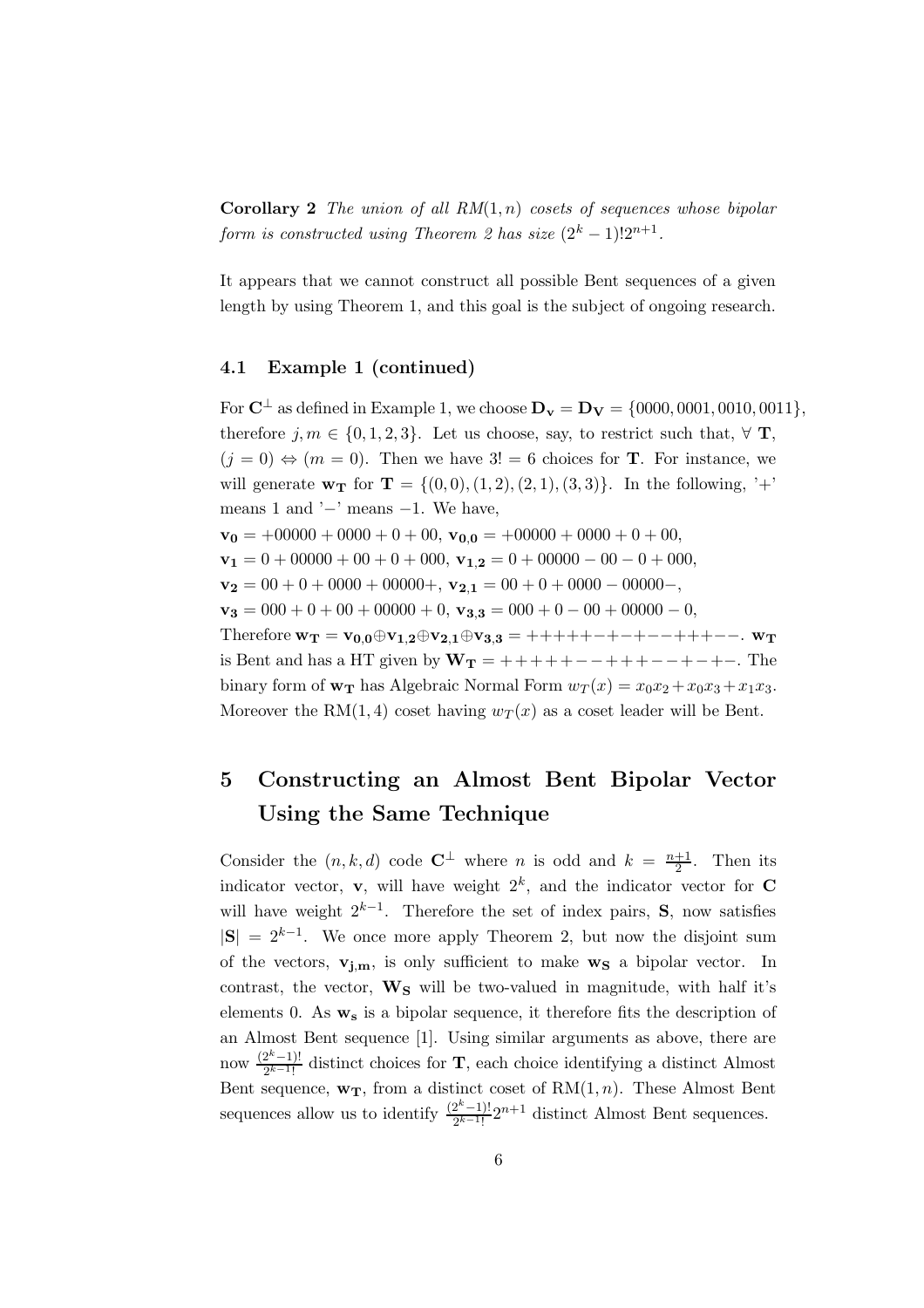**Corollary 2** *The union of all $RM(1,n)$ cosets of sequences whose bipolar form is constructed using Theorem 2 has size $(2^k-1)!2^{n+1}$.*

It appears that we cannot construct all possible Bent sequences of a given length by using Theorem 1, and this goal is the subject of ongoing research.

### 4.1 Example 1 (continued)

For $\mathbf{C}^\perp$ as defined in Example 1, we choose $\mathbf{D_v} = \mathbf{D_V} = \{0000, 0001, 0010, 0011\}$, therefore $j, m \in \{0,1,2,3\}$. Let us choose, say, to restrict such that, $\forall$ $\mathbf{T}$, $(j=0) \Leftrightarrow (m=0)$. Then we have $3! = 6$ choices for $\mathbf{T}$. For instance, we will generate $\mathbf{w_T}$ for $\mathbf{T} = \{(0,0),(1,2),(2,1),(3,3)\}$. In the following, '+' means 1 and '−' means −1. We have,

$\mathbf{v_0} = +00000+0000+0+00$, $\mathbf{v_{0,0}} = +00000+0000+0+00$,
$\mathbf{v_1} = 0+00000+00+0+000$, $\mathbf{v_{1,2}} = 0+00000-00-0+000$,
$\mathbf{v_2} = 00+0+0000+00000+$, $\mathbf{v_{2,1}} = 00+0+0000-00000-$,
$\mathbf{v_3} = 000+0+00+00000+0$, $\mathbf{v_{3,3}} = 000+0-00+00000-0$,
Therefore $\mathbf{w_T} = \mathbf{v_{0,0}} \oplus \mathbf{v_{1,2}} \oplus \mathbf{v_{2,1}} \oplus \mathbf{v_{3,3}} = +{+}{+}{+}{+}{-}{+}{-}{+}{-}{-}{+}{+}{+}{-}{-}$. $\mathbf{w_T}$ is Bent and has a HT given by $\mathbf{W_T} = +{+}{+}{+}{+}{-}{-}{+}{+}{+}{-}{-}{+}{-}{+}{-}$. The binary form of $\mathbf{w_T}$ has Algebraic Normal Form $w_T(x) = x_0x_2 + x_0x_3 + x_1x_3$. Moreover the RM(1,4) coset having $w_T(x)$ as a coset leader will be Bent.

## 5 Constructing an Almost Bent Bipolar Vector Using the Same Technique

Consider the $(n,k,d)$ code $\mathbf{C}^\perp$ where $n$ is odd and $k = \frac{n+1}{2}$. Then its indicator vector, $\mathbf{v}$, will have weight $2^k$, and the indicator vector for $\mathbf{C}$ will have weight $2^{k-1}$. Therefore the set of index pairs, $\mathbf{S}$, now satisfies $|\mathbf{S}| = 2^{k-1}$. We once more apply Theorem 2, but now the disjoint sum of the vectors, $\mathbf{v_{j,m}}$, is only sufficient to make $\mathbf{w_S}$ a bipolar vector. In contrast, the vector, $\mathbf{W_S}$ will be two-valued in magnitude, with half it's elements 0. As $\mathbf{w_s}$ is a bipolar sequence, it therefore fits the description of an Almost Bent sequence [1]. Using similar arguments as above, there are now $\frac{(2^k-1)!}{2^{k-1}!}$ distinct choices for $\mathbf{T}$, each choice identifying a distinct Almost Bent sequence, $\mathbf{w_T}$, from a distinct coset of $\mathrm{RM}(1,n)$. These Almost Bent sequences allow us to identify $\frac{(2^k-1)!}{2^{k-1}!}2^{n+1}$ distinct Almost Bent sequences.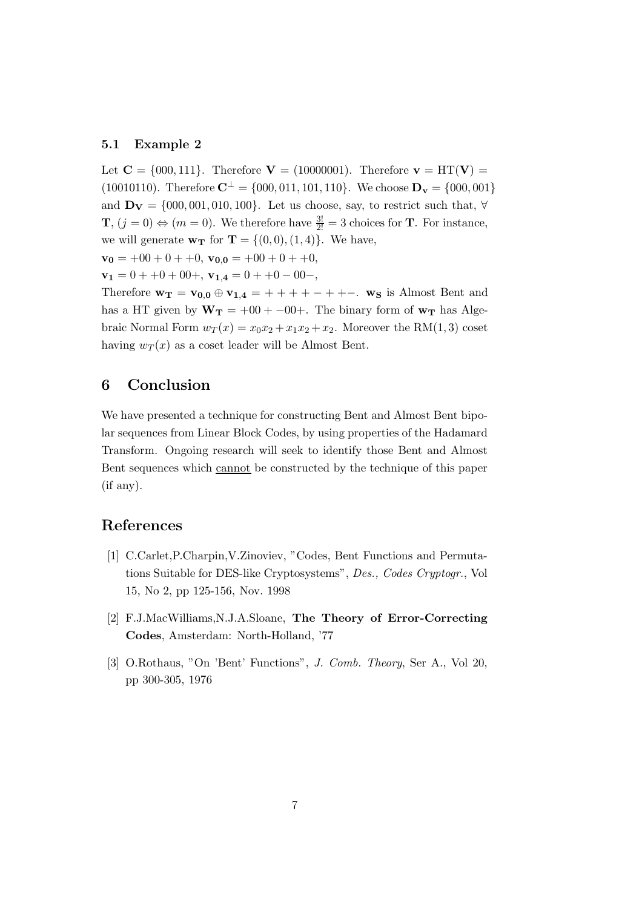### 5.1 Example 2

Let $\mathbf{C} = \{000, 111\}$. Therefore $\mathbf{V} = (10000001)$. Therefore $\mathbf{v} = \mathrm{HT}(\mathbf{V}) = (10010110)$. Therefore $\mathbf{C}^\perp = \{000, 011, 101, 110\}$. We choose $\mathbf{D_v} = \{000, 001\}$ and $\mathbf{D_V} = \{000, 001, 010, 100\}$. Let us choose, say, to restrict such that, $\forall$ $\mathbf{T}$, $(j = 0) \Leftrightarrow (m = 0)$. We therefore have $\frac{3!}{2!} = 3$ choices for $\mathbf{T}$. For instance, we will generate $\mathbf{w_T}$ for $\mathbf{T} = \{(0,0),(1,4)\}$. We have,

$\mathbf{v_0} = +00+0++0$, $\mathbf{v_{0,0}} = +00+0++0$,

$\mathbf{v_1} = 0++0+00+$, $\mathbf{v_{1,4}} = 0++0-00-$,

Therefore $\mathbf{w_T} = \mathbf{v_{0,0}} \oplus \mathbf{v_{1,4}} = +++++-++-$. $\mathbf{w_S}$ is Almost Bent and has a HT given by $\mathbf{W_T} = +00+-00+$. The binary form of $\mathbf{w_T}$ has Algebraic Normal Form $w_T(x) = x_0x_2 + x_1x_2 + x_2$. Moreover the RM(1,3) coset having $w_T(x)$ as a coset leader will be Almost Bent.

## 6 Conclusion

We have presented a technique for constructing Bent and Almost Bent bipolar sequences from Linear Block Codes, by using properties of the Hadamard Transform. Ongoing research will seek to identify those Bent and Almost Bent sequences which <u>cannot</u> be constructed by the technique of this paper (if any).

## References

[1] C.Carlet,P.Charpin,V.Zinoviev, "Codes, Bent Functions and Permutations Suitable for DES-like Cryptosystems", *Des., Codes Cryptogr.*, Vol 15, No 2, pp 125-156, Nov. 1998

[2] F.J.MacWilliams,N.J.A.Sloane, **The Theory of Error-Correcting Codes**, Amsterdam: North-Holland, '77

[3] O.Rothaus, "On 'Bent' Functions", *J. Comb. Theory*, Ser A., Vol 20, pp 300-305, 1976